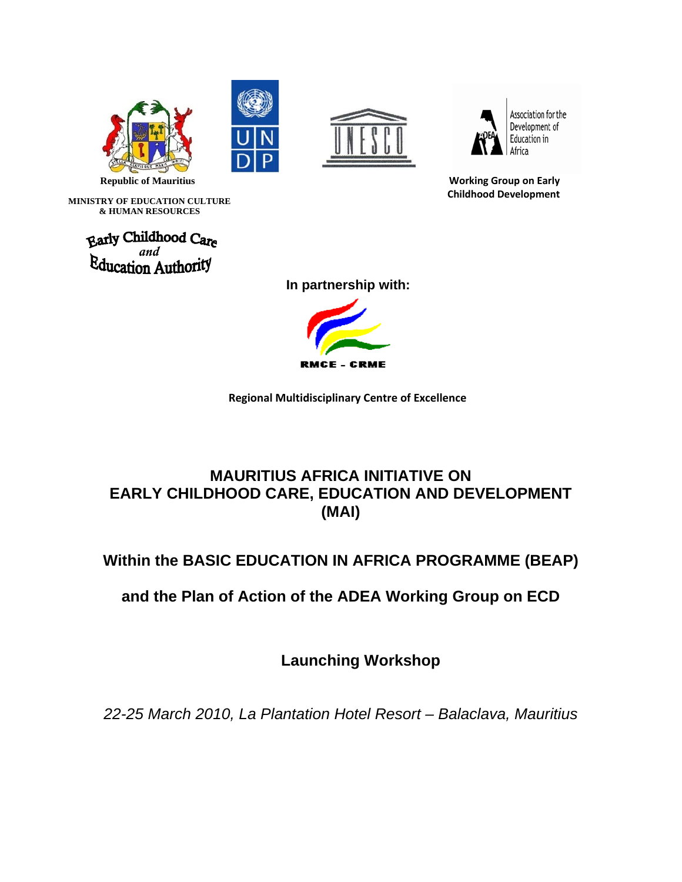Republic of Mauritius

MINISTRY OF EDUCATION CULTURE & HUMAN RESOURCES

Early Childhood Care *and* Education Authority

Working Group on Early Childhood Development

**In partnership with:**

RMCE - CRME

**Regional Multidisciplinary Centre of Excellence**

# MAURITIUS AFRICA INITIATIVE ON EARLY CHILDHOOD CARE, EDUCATION AND DEVELOPMENT (MAI)

## Within the BASIC EDUCATION IN AFRICA PROGRAMME (BEAP)

## and the Plan of Action of the ADEA Working Group on ECD

## Launching Workshop

*22-25 March 2010, La Plantation Hotel Resort – Balaclava, Mauritius*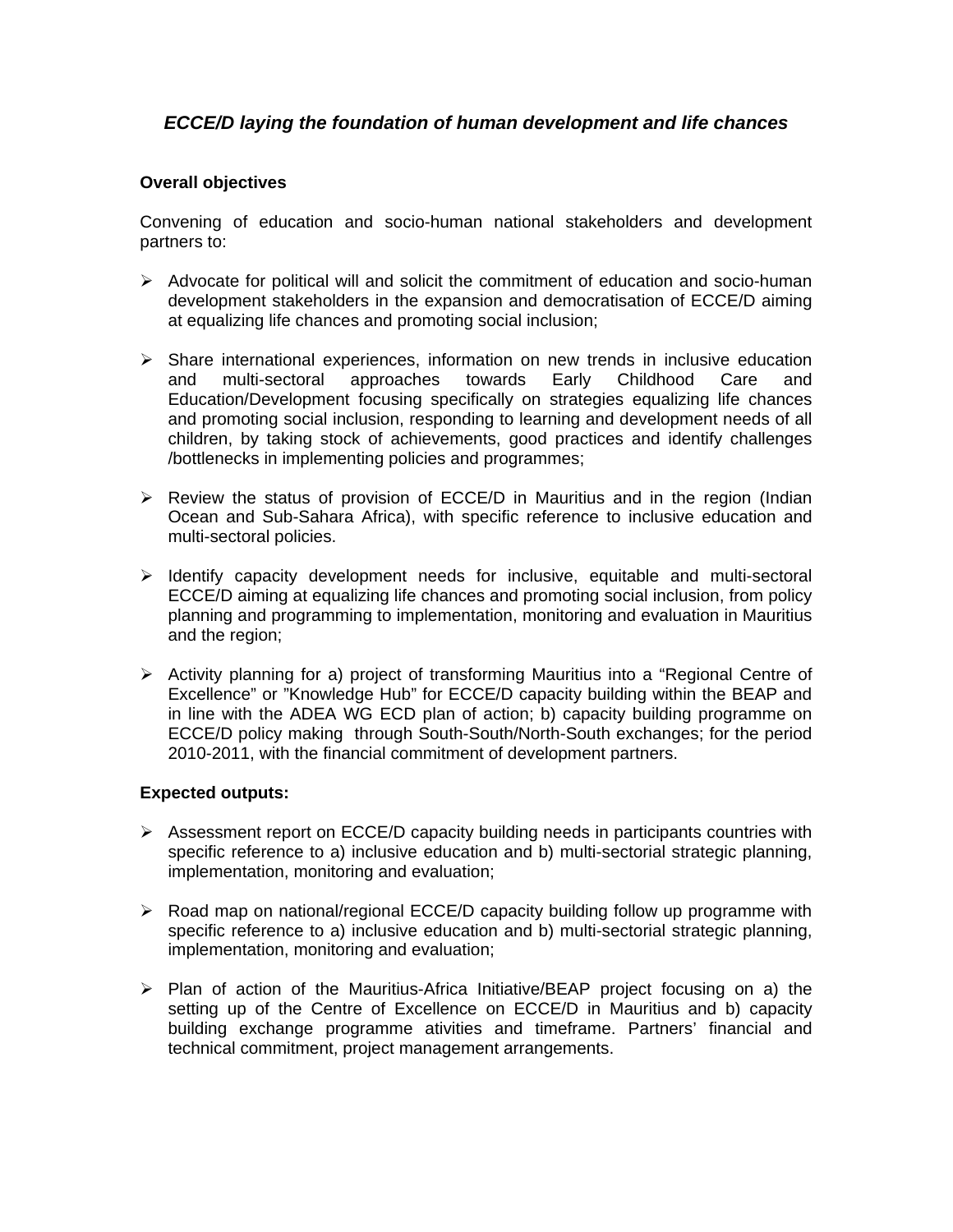*ECCE/D laying the foundation of human development and life chances*

**Overall objectives**

Convening of education and socio-human national stakeholders and development partners to:

- Advocate for political will and solicit the commitment of education and socio-human development stakeholders in the expansion and democratisation of ECCE/D aiming at equalizing life chances and promoting social inclusion;

- Share international experiences, information on new trends in inclusive education and multi-sectoral approaches towards Early Childhood Care and Education/Development focusing specifically on strategies equalizing life chances and promoting social inclusion, responding to learning and development needs of all children, by taking stock of achievements, good practices and identify challenges /bottlenecks in implementing policies and programmes;

- Review the status of provision of ECCE/D in Mauritius and in the region (Indian Ocean and Sub-Sahara Africa), with specific reference to inclusive education and multi-sectoral policies.

- Identify capacity development needs for inclusive, equitable and multi-sectoral ECCE/D aiming at equalizing life chances and promoting social inclusion, from policy planning and programming to implementation, monitoring and evaluation in Mauritius and the region;

- Activity planning for a) project of transforming Mauritius into a "Regional Centre of Excellence" or "Knowledge Hub" for ECCE/D capacity building within the BEAP and in line with the ADEA WG ECD plan of action; b) capacity building programme on ECCE/D policy making through South-South/North-South exchanges; for the period 2010-2011, with the financial commitment of development partners.

**Expected outputs:**

- Assessment report on ECCE/D capacity building needs in participants countries with specific reference to a) inclusive education and b) multi-sectorial strategic planning, implementation, monitoring and evaluation;

- Road map on national/regional ECCE/D capacity building follow up programme with specific reference to a) inclusive education and b) multi-sectorial strategic planning, implementation, monitoring and evaluation;

- Plan of action of the Mauritius-Africa Initiative/BEAP project focusing on a) the setting up of the Centre of Excellence on ECCE/D in Mauritius and b) capacity building exchange programme ativities and timeframe. Partners' financial and technical commitment, project management arrangements.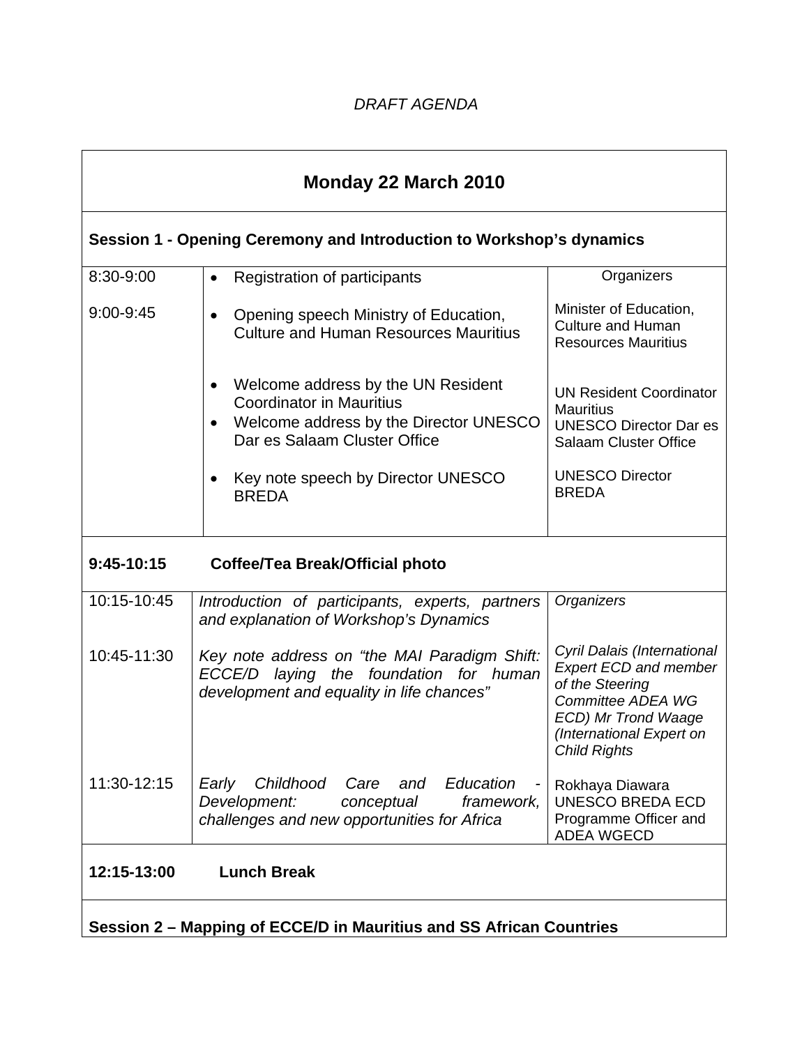*DRAFT AGENDA*

| **Monday 22 March 2010** | | |
|---|---|---|
| **Session 1 - Opening Ceremony and Introduction to Workshop's dynamics** | | |
| 8:30-9:00 | • Registration of participants | Organizers |
| 9:00-9:45 | • Opening speech Ministry of Education, Culture and Human Resources Mauritius | Minister of Education, Culture and Human Resources Mauritius |
| | • Welcome address by the UN Resident Coordinator in Mauritius<br>• Welcome address by the Director UNESCO Dar es Salaam Cluster Office | UN Resident Coordinator Mauritius<br>UNESCO Director Dar es Salaam Cluster Office |
| | • Key note speech by Director UNESCO BREDA | UNESCO Director BREDA |
| **9:45-10:15** | **Coffee/Tea Break/Official photo** | |
| 10:15-10:45 | *Introduction of participants, experts, partners and explanation of Workshop's Dynamics* | *Organizers* |
| 10:45-11:30 | *Key note address on "the MAI Paradigm Shift: ECCE/D laying the foundation for human development and equality in life chances"* | *Cyril Dalais (International Expert ECD and member of the Steering Committee ADEA WG ECD) Mr Trond Waage (International Expert on Child Rights* |
| 11:30-12:15 | *Early Childhood Care and Education - Development: conceptual framework, challenges and new opportunities for Africa* | Rokhaya Diawara UNESCO BREDA ECD Programme Officer and ADEA WGECD |
| **12:15-13:00** | **Lunch Break** | |
| **Session 2 – Mapping of ECCE/D in Mauritius and SS African Countries** | | |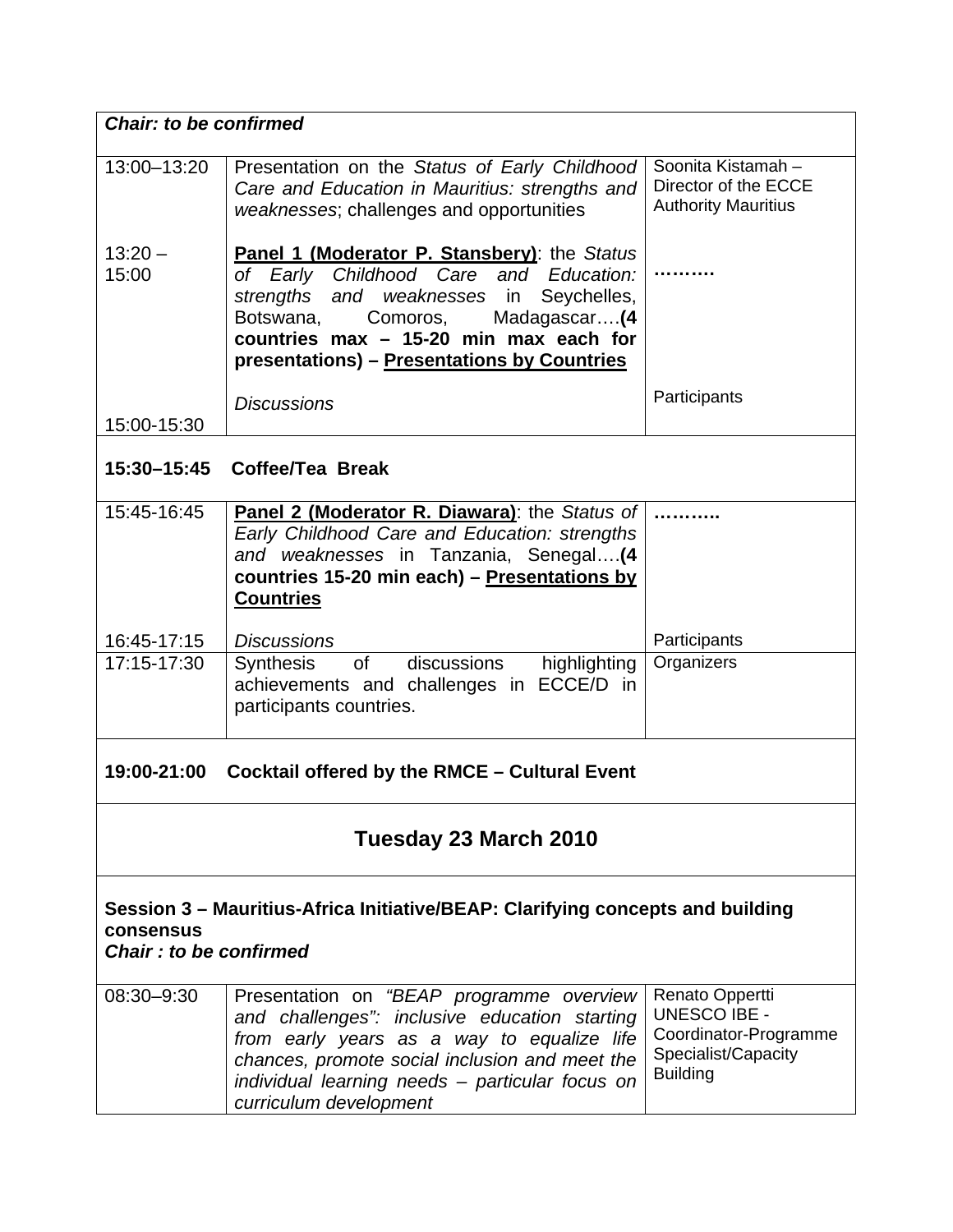| *Chair: to be confirmed* | | |
|---|---|---|
| 13:00–13:20 | Presentation on the *Status of Early Childhood Care and Education in Mauritius: strengths and weaknesses*; challenges and opportunities | Soonita Kistamah – Director of the ECCE Authority Mauritius |
| 13:20 – 15:00 | **<u>Panel 1 (Moderator P. Stansbery)</u>**: the *Status of Early Childhood Care and Education: strengths and weaknesses* in Seychelles, Botswana, Comoros, Madagascar….**(4 countries max – 15-20 min max each for presentations) – <u>Presentations by Countries</u>** | ……… |
| 15:00-15:30 | *Discussions* | Participants |
| **15:30–15:45 Coffee/Tea Break** | | |
| 15:45-16:45 | **<u>Panel 2 (Moderator R. Diawara)</u>**: the *Status of Early Childhood Care and Education: strengths and weaknesses* in Tanzania, Senegal….**(4 countries 15-20 min each) – <u>Presentations by Countries</u>** | ……….. |
| 16:45-17:15 | *Discussions* | Participants |
| 17:15-17:30 | Synthesis of discussions highlighting achievements and challenges in ECCE/D in participants countries. | Organizers |
| **19:00-21:00 Cocktail offered by the RMCE – Cultural Event** | | |

## Tuesday 23 March 2010

**Session 3 – Mauritius-Africa Initiative/BEAP: Clarifying concepts and building consensus**
***Chair : to be confirmed***

| | | |
|---|---|---|
| 08:30–9:30 | Presentation on *"BEAP programme overview and challenges": inclusive education starting from early years as a way to equalize life chances, promote social inclusion and meet the individual learning needs – particular focus on curriculum development* | Renato Oppertti UNESCO IBE - Coordinator-Programme Specialist/Capacity Building |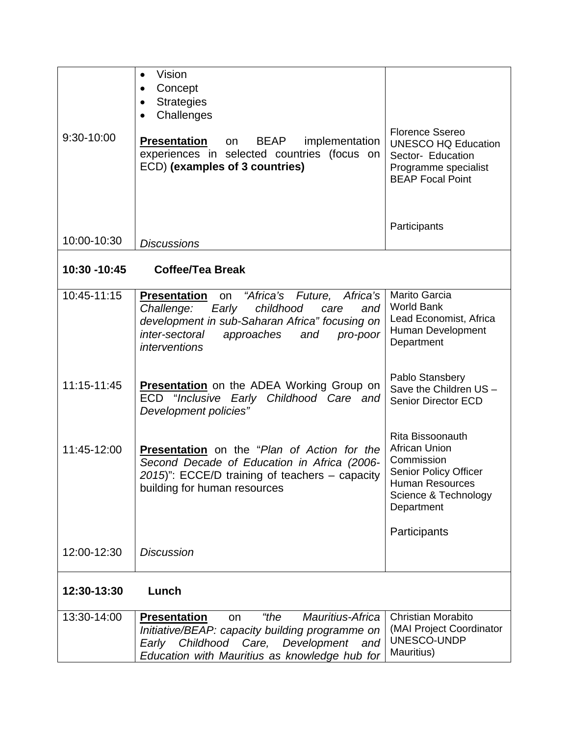| | | |
|---|---|---|
| | • Vision<br>• Concept<br>• Strategies<br>• Challenges | |
| 9:30-10:00 | **Presentation** on BEAP implementation experiences in selected countries (focus on ECD) **(examples of 3 countries)** | Florence Sssereo<br>UNESCO HQ Education Sector- Education Programme specialist<br>BEAP Focal Point |
| 10:00-10:30 | *Discussions* | Participants |
| **10:30 -10:45** | **Coffee/Tea Break** | |
| 10:45-11:15 | **Presentation** on *"Africa's Future, Africa's Challenge: Early childhood care and development in sub-Saharan Africa" focusing on inter-sectoral approaches and pro-poor interventions* | Marito Garcia<br>World Bank<br>Lead Economist, Africa Human Development Department |
| 11:15-11:45 | **Presentation** on the ADEA Working Group on ECD "*Inclusive Early Childhood Care and Development policies"* | Pablo Stansbery<br>Save the Children US – Senior Director ECD |
| 11:45-12:00 | **Presentation** on the "*Plan of Action for the Second Decade of Education in Africa (2006-2015*)": ECCE/D training of teachers – capacity building for human resources | Rita Bissoonauth<br>African Union Commission<br>Senior Policy Officer<br>Human Resources Science & Technology Department |
| 12:00-12:30 | *Discussion* | Participants |
| **12:30-13:30** | **Lunch** | |
| 13:30-14:00 | **Presentation** on *"the Mauritius-Africa Initiative/BEAP: capacity building programme on Early Childhood Care, Development and Education with Mauritius as knowledge hub for* | Christian Morabito<br>(MAI Project Coordinator UNESCO-UNDP Mauritius) |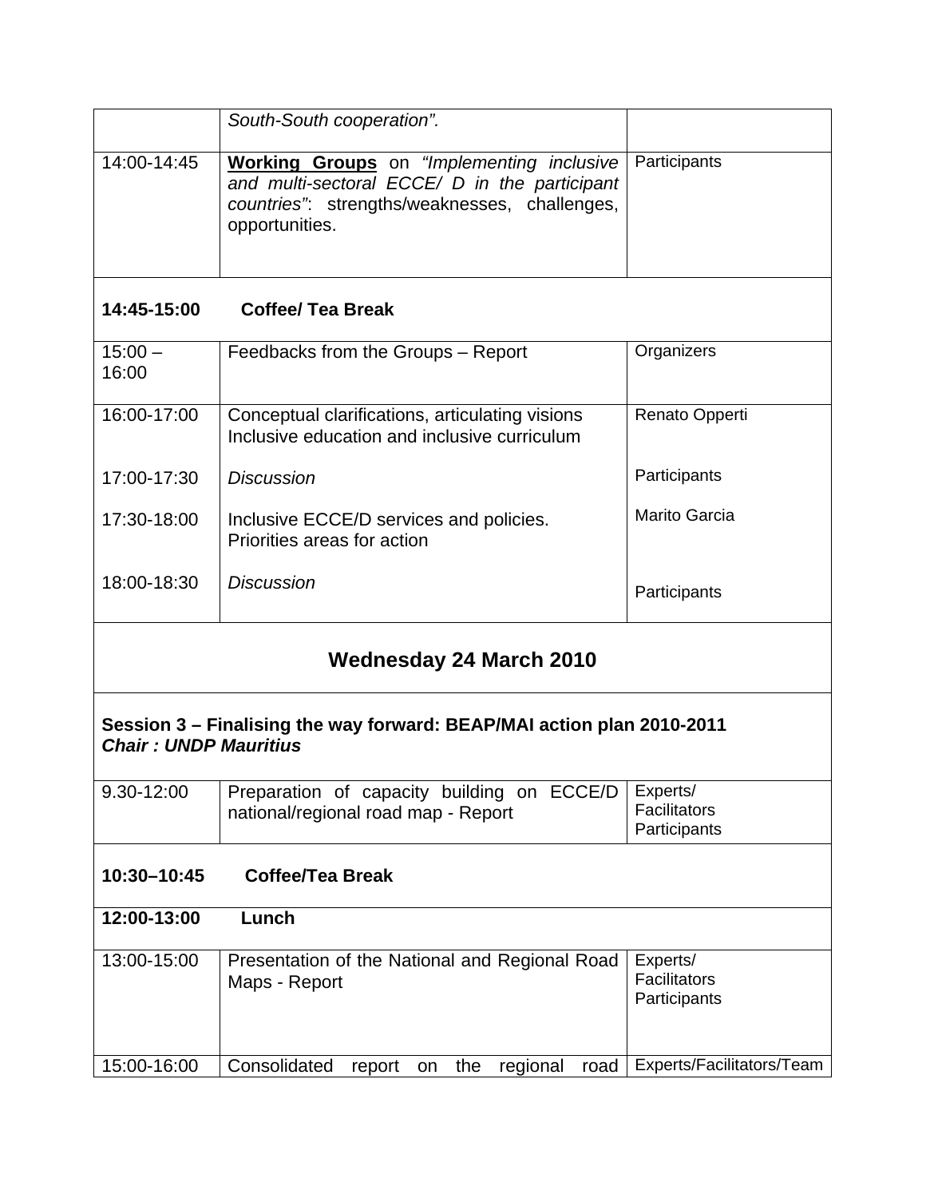| | | |
|---|---|---|
| | *South-South cooperation".* | |
| 14:00-14:45 | **Working Groups** on *"Implementing inclusive and multi-sectoral ECCE/ D in the participant countries"*: strengths/weaknesses, challenges, opportunities. | Participants |
| **14:45-15:00** | **Coffee/ Tea Break** | |
| 15:00 – 16:00 | Feedbacks from the Groups – Report | Organizers |
| 16:00-17:00 | Conceptual clarifications, articulating visions Inclusive education and inclusive curriculum | Renato Opperti |
| 17:00-17:30 | *Discussion* | Participants |
| 17:30-18:00 | Inclusive ECCE/D services and policies. Priorities areas for action | Marito Garcia |
| 18:00-18:30 | *Discussion* | Participants |
| **Wednesday 24 March 2010** | | |
| **Session 3 – Finalising the way forward: BEAP/MAI action plan 2010-2011** ***Chair : UNDP Mauritius*** | | |
| 9.30-12:00 | Preparation of capacity building on ECCE/D national/regional road map - Report | Experts/ Facilitators Participants |
| **10:30–10:45** | **Coffee/Tea Break** | |
| **12:00-13:00** | **Lunch** | |
| 13:00-15:00 | Presentation of the National and Regional Road Maps - Report | Experts/ Facilitators Participants |
| 15:00-16:00 | Consolidated report on the regional road | Experts/Facilitators/Team |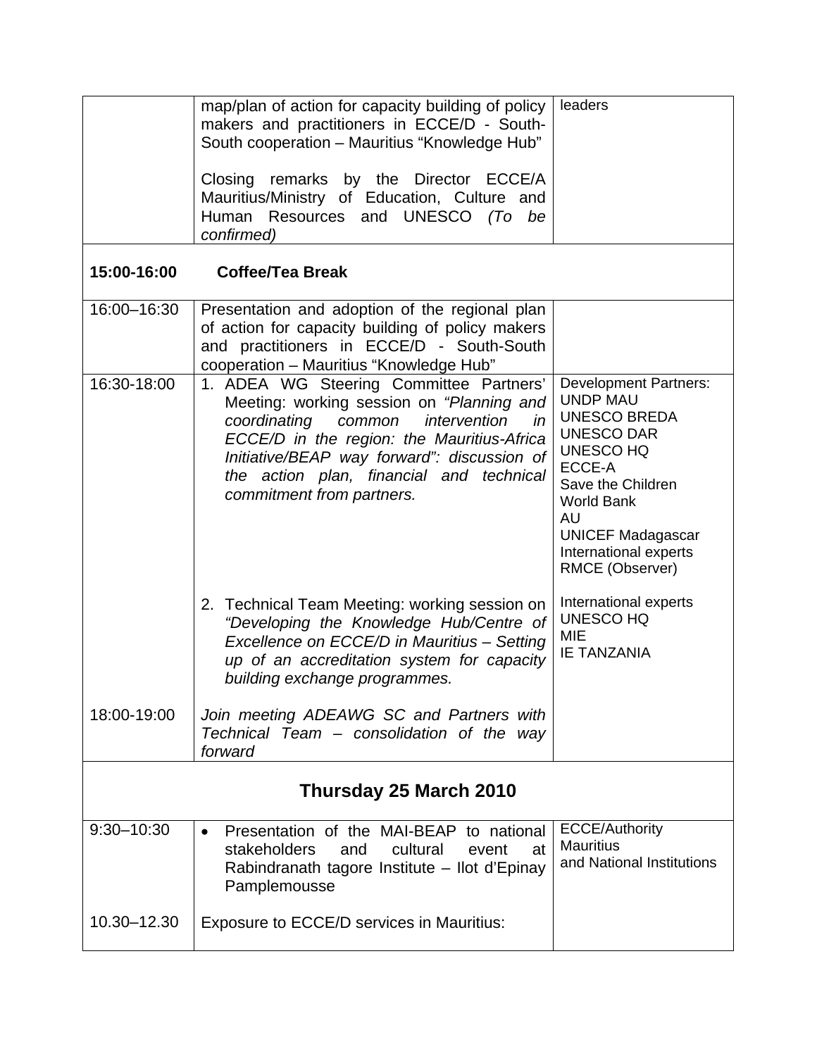| | | |
|---|---|---|
| | map/plan of action for capacity building of policy makers and practitioners in ECCE/D - South-South cooperation – Mauritius "Knowledge Hub"<br><br>Closing remarks by the Director ECCE/A Mauritius/Ministry of Education, Culture and Human Resources and UNESCO *(To be confirmed)* | leaders |
| **15:00-16:00** | **Coffee/Tea Break** | |
| 16:00–16:30 | Presentation and adoption of the regional plan of action for capacity building of policy makers and practitioners in ECCE/D - South-South cooperation – Mauritius "Knowledge Hub" | |
| 16:30-18:00 | 1. ADEA WG Steering Committee Partners' Meeting: working session on *"Planning and coordinating common intervention in ECCE/D in the region: the Mauritius-Africa Initiative/BEAP way forward": discussion of the action plan, financial and technical commitment from partners.* | Development Partners:<br>UNDP MAU<br>UNESCO BREDA<br>UNESCO DAR<br>UNESCO HQ<br>ECCE-A<br>Save the Children<br>World Bank<br>AU<br>UNICEF Madagascar<br>International experts<br>RMCE (Observer) |
| | 2. Technical Team Meeting: working session on *"Developing the Knowledge Hub/Centre of Excellence on ECCE/D in Mauritius – Setting up of an accreditation system for capacity building exchange programmes.* | International experts<br>UNESCO HQ<br>MIE<br>IE TANZANIA |
| 18:00-19:00 | *Join meeting ADEAWG SC and Partners with Technical Team – consolidation of the way forward* | |
| | **Thursday 25 March 2010** | |
| 9:30–10:30 | • Presentation of the MAI-BEAP to national stakeholders and cultural event at Rabindranath tagore Institute – Ilot d'Epinay Pamplemousse | ECCE/Authority Mauritius and National Institutions |
| 10.30–12.30 | Exposure to ECCE/D services in Mauritius: | |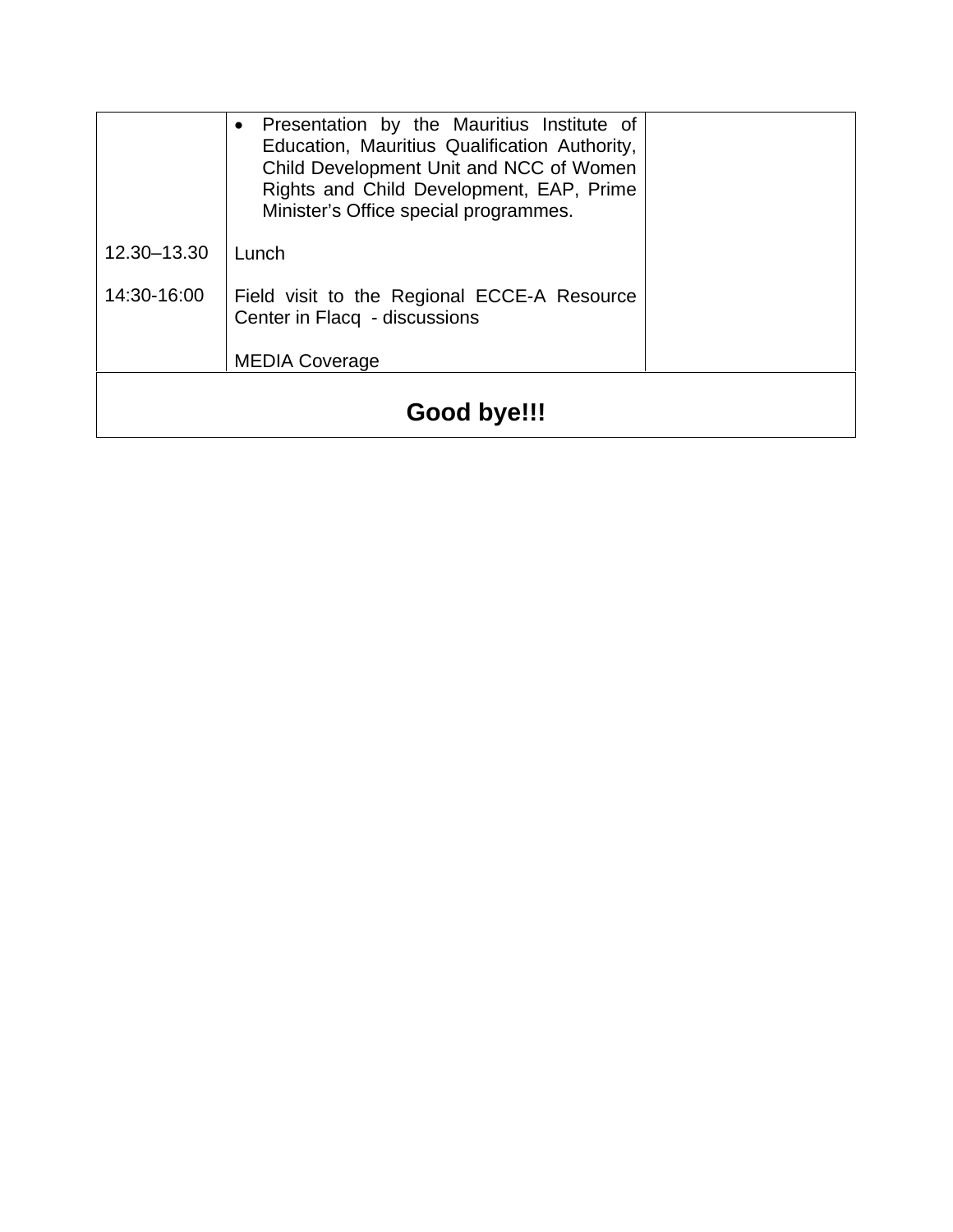| | | |
|---|---|---|
| | • Presentation by the Mauritius Institute of Education, Mauritius Qualification Authority, Child Development Unit and NCC of Women Rights and Child Development, EAP, Prime Minister's Office special programmes. | |
| 12.30–13.30 | Lunch | |
| 14:30-16:00 | Field visit to the Regional ECCE-A Resource Center in Flacq - discussions<br><br>MEDIA Coverage | |
| **Good bye!!!** | | |